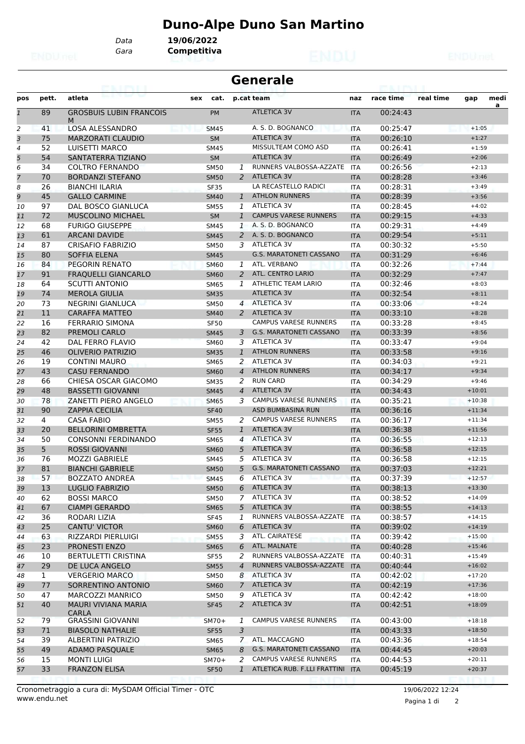# Duno-Alpe Duno San Martino

Data **19/06/2022**
Gara **Competitiva**

## Generale

| pos | pett. | atleta | sex | cat. | p.cat | team | naz | race time | real time | gap | medi a |
|---|---|---|---|---|---|---|---|---|---|---|---|
| 1 | 89 | GROSBUIS LUBIN FRANCOIS M | | PM | | ATLETICA 3V | ITA | 00:24:43 | | | |
| 2 | 41 | LOSA ALESSANDRO | | SM45 | | A. S. D. BOGNANCO | ITA | 00:25:47 | | +1:05 | |
| 3 | 75 | MARZORATI CLAUDIO | | SM | | ATLETICA 3V | ITA | 00:26:10 | | +1:27 | |
| 4 | 52 | LUISETTI MARCO | | SM45 | | MISSULTEAM COMO ASD | ITA | 00:26:41 | | +1:59 | |
| 5 | 54 | SANTATERRA TIZIANO | | SM | | ATLETICA 3V | ITA | 00:26:49 | | +2:06 | |
| 6 | 34 | COLTRO FERNANDO | | SM50 | 1 | RUNNERS VALBOSSA-AZZATE | ITA | 00:26:56 | | +2:13 | |
| 7 | 70 | BORDANZI STEFANO | | SM50 | 2 | ATLETICA 3V | ITA | 00:28:28 | | +3:46 | |
| 8 | 26 | BIANCHI ILARIA | | SF35 | | LA RECASTELLO RADICI | ITA | 00:28:31 | | +3:49 | |
| 9 | 45 | GALLO CARMINE | | SM40 | 1 | ATHLON RUNNERS | ITA | 00:28:39 | | +3:56 | |
| 10 | 97 | DAL BOSCO GIANLUCA | | SM55 | 1 | ATLETICA 3V | ITA | 00:28:45 | | +4:02 | |
| 11 | 72 | MUSCOLINO MICHAEL | | SM | 1 | CAMPUS VARESE RUNNERS | ITA | 00:29:15 | | +4:33 | |
| 12 | 68 | FURIGO GIUSEPPE | | SM45 | 1 | A. S. D. BOGNANCO | ITA | 00:29:31 | | +4:49 | |
| 13 | 61 | ARCANI DAVIDE | | SM45 | 2 | A. S. D. BOGNANCO | ITA | 00:29:54 | | +5:11 | |
| 14 | 87 | CRISAFIO FABRIZIO | | SM50 | 3 | ATLETICA 3V | ITA | 00:30:32 | | +5:50 | |
| 15 | 80 | SOFFIA ELENA | | SM45 | | G.S. MARATONETI CASSANO | ITA | 00:31:29 | | +6:46 | |
| 16 | 84 | PEGORIN RENATO | | SM60 | 1 | ATL. VERBANO | ITA | 00:32:26 | | +7:44 | |
| 17 | 91 | FRAQUELLI GIANCARLO | | SM60 | 2 | ATL. CENTRO LARIO | ITA | 00:32:29 | | +7:47 | |
| 18 | 64 | SCUTTI ANTONIO | | SM65 | 1 | ATHLETIC TEAM LARIO | ITA | 00:32:46 | | +8:03 | |
| 19 | 74 | MEROLA GIULIA | | SM35 | | ATLETICA 3V | ITA | 00:32:54 | | +8:11 | |
| 20 | 73 | NEGRINI GIANLUCA | | SM50 | 4 | ATLETICA 3V | ITA | 00:33:06 | | +8:24 | |
| 21 | 11 | CARAFFA MATTEO | | SM40 | 2 | ATLETICA 3V | ITA | 00:33:10 | | +8:28 | |
| 22 | 16 | FERRARIO SIMONA | | SF50 | | CAMPUS VARESE RUNNERS | ITA | 00:33:28 | | +8:45 | |
| 23 | 82 | PREMOLI CARLO | | SM45 | 3 | G.S. MARATONETI CASSANO | ITA | 00:33:39 | | +8:56 | |
| 24 | 42 | DAL FERRO FLAVIO | | SM60 | 3 | ATLETICA 3V | ITA | 00:33:47 | | +9:04 | |
| 25 | 46 | OLIVERIO PATRIZIO | | SM35 | 1 | ATHLON RUNNERS | ITA | 00:33:58 | | +9:16 | |
| 26 | 19 | CONTINI MAURO | | SM65 | 2 | ATLETICA 3V | ITA | 00:34:03 | | +9:21 | |
| 27 | 43 | CASU FERNANDO | | SM60 | 4 | ATHLON RUNNERS | ITA | 00:34:17 | | +9:34 | |
| 28 | 66 | CHIESA OSCAR GIACOMO | | SM35 | 2 | RUN CARD | ITA | 00:34:29 | | +9:46 | |
| 29 | 48 | BASSETTI GIOVANNI | | SM45 | 4 | ATLETICA 3V | ITA | 00:34:43 | | +10:01 | |
| 30 | 78 | ZANETTI PIERO ANGELO | | SM65 | 3 | CAMPUS VARESE RUNNERS | ITA | 00:35:21 | | +10:38 | |
| 31 | 90 | ZAPPIA CECILIA | | SF40 | | ASD BUMBASINA RUN | ITA | 00:36:16 | | +11:34 | |
| 32 | 4 | CASA FABIO | | SM55 | 2 | CAMPUS VARESE RUNNERS | ITA | 00:36:17 | | +11:34 | |
| 33 | 20 | BELLORINI OMBRETTA | | SF55 | 1 | ATLETICA 3V | ITA | 00:36:38 | | +11:56 | |
| 34 | 50 | CONSONNI FERDINANDO | | SM65 | 4 | ATLETICA 3V | ITA | 00:36:55 | | +12:13 | |
| 35 | 5 | ROSSI GIOVANNI | | SM60 | 5 | ATLETICA 3V | ITA | 00:36:58 | | +12:15 | |
| 36 | 76 | MOZZI GABRIELE | | SM45 | 5 | ATLETICA 3V | ITA | 00:36:58 | | +12:15 | |
| 37 | 81 | BIANCHI GABRIELE | | SM50 | 5 | G.S. MARATONETI CASSANO | ITA | 00:37:03 | | +12:21 | |
| 38 | 57 | BOZZATO ANDREA | | SM45 | 6 | ATLETICA 3V | ITA | 00:37:39 | | +12:57 | |
| 39 | 13 | LUGLIO FABRIZIO | | SM50 | 6 | ATLETICA 3V | ITA | 00:38:13 | | +13:30 | |
| 40 | 62 | BOSSI MARCO | | SM50 | 7 | ATLETICA 3V | ITA | 00:38:52 | | +14:09 | |
| 41 | 67 | CIAMPI GERARDO | | SM65 | 5 | ATLETICA 3V | ITA | 00:38:55 | | +14:13 | |
| 42 | 36 | RODARI LIZIA | | SF45 | 1 | RUNNERS VALBOSSA-AZZATE | ITA | 00:38:57 | | +14:15 | |
| 43 | 25 | CANTU' VICTOR | | SM60 | 6 | ATLETICA 3V | ITA | 00:39:02 | | +14:19 | |
| 44 | 63 | RIZZARDI PIERLUIGI | | SM55 | 3 | ATL. CAIRATESE | ITA | 00:39:42 | | +15:00 | |
| 45 | 23 | PRONESTI ENZO | | SM65 | 6 | ATL. MALNATE | ITA | 00:40:28 | | +15:46 | |
| 46 | 10 | BERTULETTI CRISTINA | | SF55 | 2 | RUNNERS VALBOSSA-AZZATE | ITA | 00:40:31 | | +15:49 | |
| 47 | 29 | DE LUCA ANGELO | | SM55 | 4 | RUNNERS VALBOSSA-AZZATE | ITA | 00:40:44 | | +16:02 | |
| 48 | 1 | VERGERIO MARCO | | SM50 | 8 | ATLETICA 3V | ITA | 00:42:02 | | +17:20 | |
| 49 | 77 | SORRENTINO ANTONIO | | SM60 | 7 | ATLETICA 3V | ITA | 00:42:19 | | +17:36 | |
| 50 | 47 | MARCOZZI MANRICO | | SM50 | 9 | ATLETICA 3V | ITA | 00:42:42 | | +18:00 | |
| 51 | 40 | MAURI VIVIANA MARIA CARLA | | SF45 | 2 | ATLETICA 3V | ITA | 00:42:51 | | +18:09 | |
| 52 | 79 | GRASSINI GIOVANNI | | SM70+ | 1 | CAMPUS VARESE RUNNERS | ITA | 00:43:00 | | +18:18 | |
| 53 | 71 | BIASOLO NATHALIE | | SF55 | 3 | | ITA | 00:43:33 | | +18:50 | |
| 54 | 39 | ALBERTINI PATRIZIO | | SM65 | 7 | ATL. MACCAGNO | ITA | 00:43:36 | | +18:54 | |
| 55 | 49 | ADAMO PASQUALE | | SM65 | 8 | G.S. MARATONETI CASSANO | ITA | 00:44:45 | | +20:03 | |
| 56 | 15 | MONTI LUIGI | | SM70+ | 2 | CAMPUS VARESE RUNNERS | ITA | 00:44:53 | | +20:11 | |
| 57 | 33 | FRANZON ELISA | | SF50 | 1 | ATLETICA RUB. F.LLI FRATTINI | ITA | 00:45:19 | | +20:37 | |

Cronometraggio a cura di: MySDAM Official Timer - OTC
www.endu.net

19/06/2022 12:24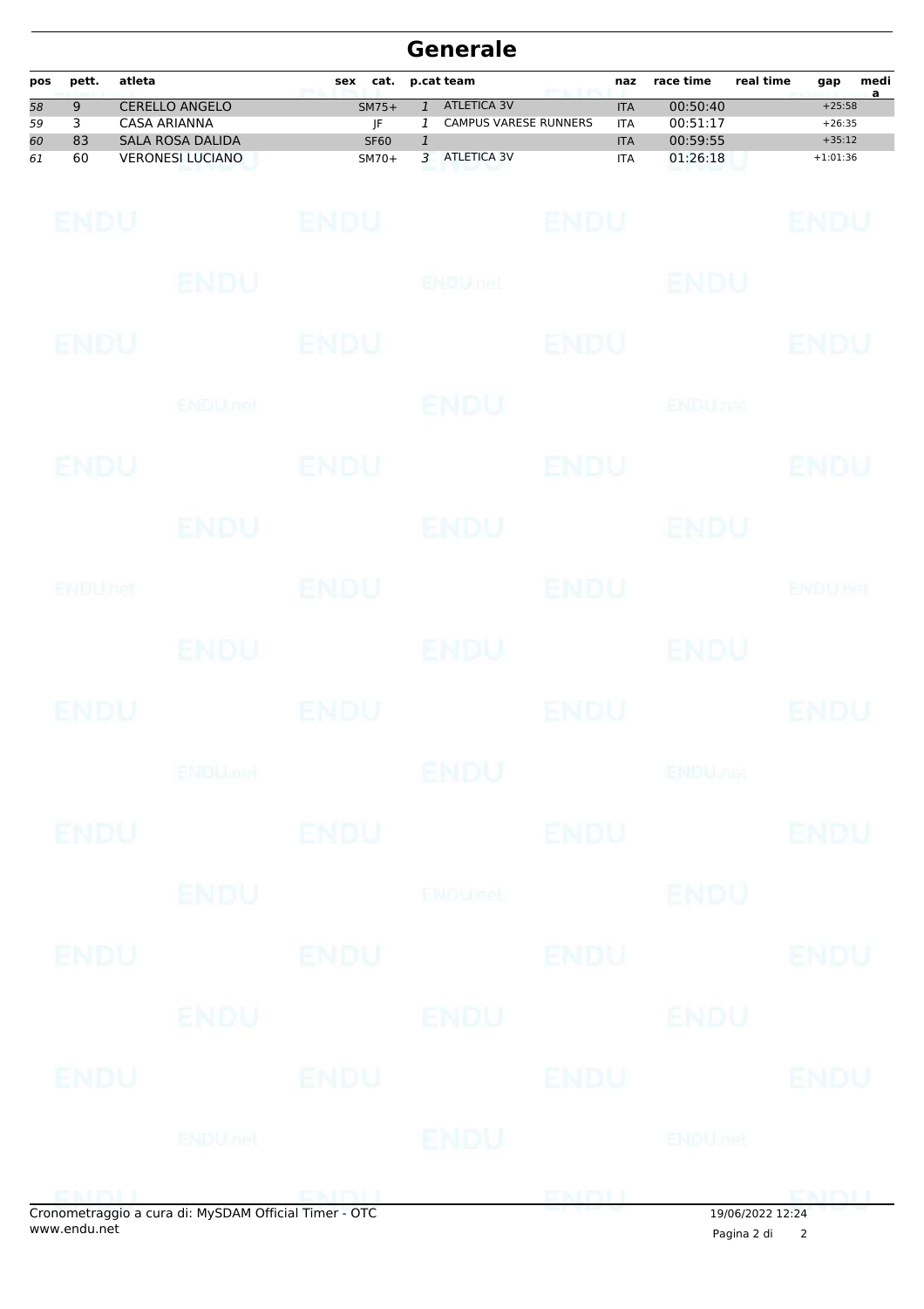# Generale

| pos | pett. | atleta | sex | cat. | p.cat | team | naz | race time | real time | gap | media |
|---|---|---|---|---|---|---|---|---|---|---|---|
| 58 | 9 | CERELLO ANGELO | | SM75+ | 1 | ATLETICA 3V | ITA | 00:50:40 | | +25:58 | |
| 59 | 3 | CASA ARIANNA | | JF | 1 | CAMPUS VARESE RUNNERS | ITA | 00:51:17 | | +26:35 | |
| 60 | 83 | SALA ROSA DALIDA | | SF60 | 1 | | ITA | 00:59:55 | | +35:12 | |
| 61 | 60 | VERONESI LUCIANO | | SM70+ | 3 | ATLETICA 3V | ITA | 01:26:18 | | +1:01:36 | |

Cronometraggio a cura di: MySDAM Official Timer - OTC
www.endu.net

19/06/2022 12:24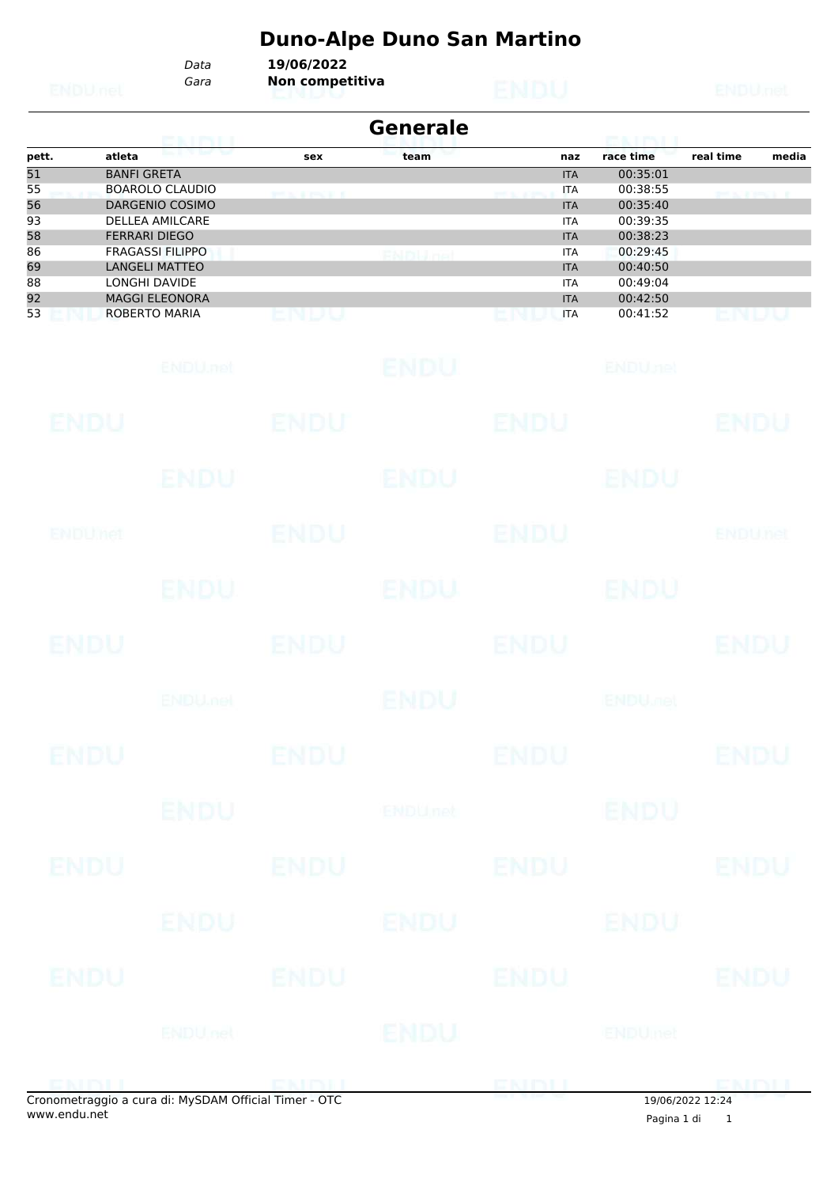# Duno-Alpe Duno San Martino

*Data* **19/06/2022**
*Gara* **Non competitiva**

## Generale

| pett. | atleta | sex | team | naz | race time | real time | media |
|---|---|---|---|---|---|---|---|
| 51 | BANFI GRETA | | | ITA | 00:35:01 | | |
| 55 | BOAROLO CLAUDIO | | | ITA | 00:38:55 | | |
| 56 | DARGENIO COSIMO | | | ITA | 00:35:40 | | |
| 93 | DELLEA AMILCARE | | | ITA | 00:39:35 | | |
| 58 | FERRARI DIEGO | | | ITA | 00:38:23 | | |
| 86 | FRAGASSI FILIPPO | | | ITA | 00:29:45 | | |
| 69 | LANGELI MATTEO | | | ITA | 00:40:50 | | |
| 88 | LONGHI DAVIDE | | | ITA | 00:49:04 | | |
| 92 | MAGGI ELEONORA | | | ITA | 00:42:50 | | |
| 53 | ROBERTO MARIA | | | ITA | 00:41:52 | | |

Cronometraggio a cura di: MySDAM Official Timer - OTC
www.endu.net

19/06/2022 12:24